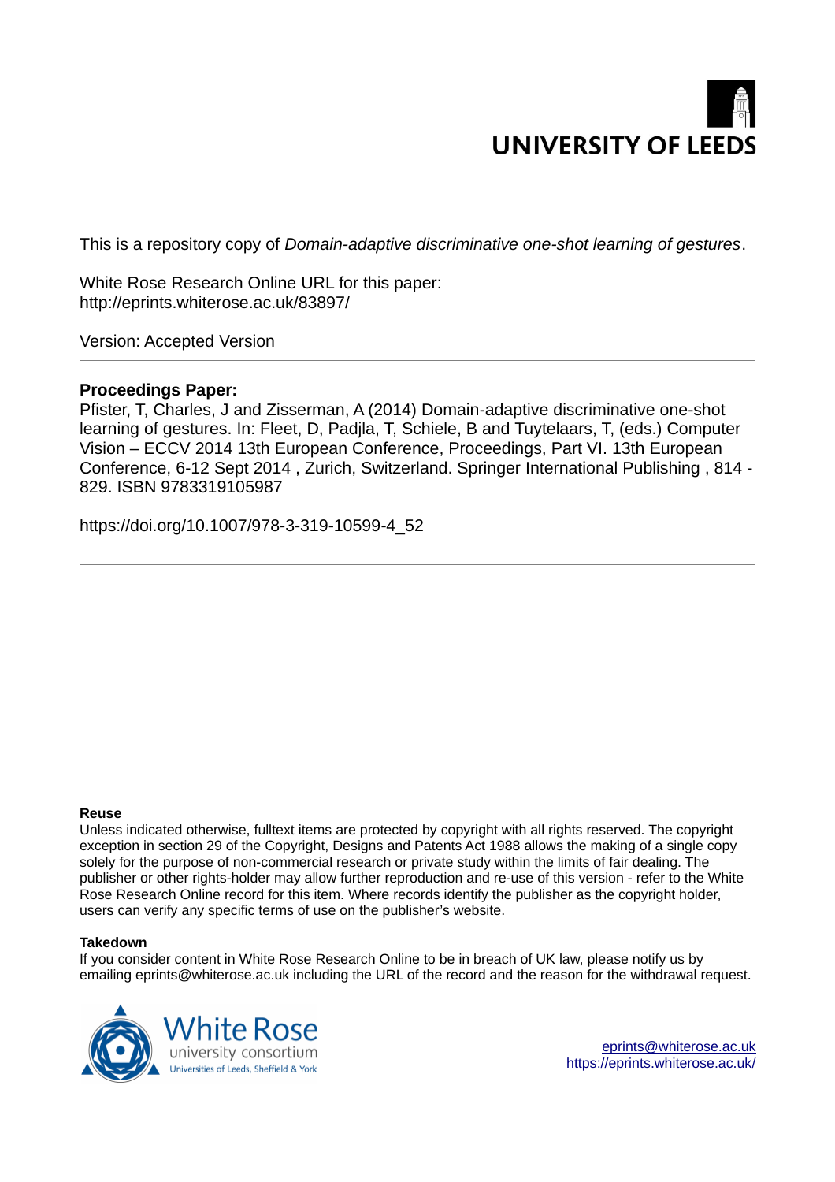UNIVERSITY OF LEEDS

This is a repository copy of *Domain-adaptive discriminative one-shot learning of gestures*.

White Rose Research Online URL for this paper:
http://eprints.whiterose.ac.uk/83897/

Version: Accepted Version

**Proceedings Paper:**

Pfister, T, Charles, J and Zisserman, A (2014) Domain-adaptive discriminative one-shot learning of gestures. In: Fleet, D, Padjla, T, Schiele, B and Tuytelaars, T, (eds.) Computer Vision – ECCV 2014 13th European Conference, Proceedings, Part VI. 13th European Conference, 6-12 Sept 2014 , Zurich, Switzerland. Springer International Publishing , 814 - 829. ISBN 9783319105987

https://doi.org/10.1007/978-3-319-10599-4_52

**Reuse**

Unless indicated otherwise, fulltext items are protected by copyright with all rights reserved. The copyright exception in section 29 of the Copyright, Designs and Patents Act 1988 allows the making of a single copy solely for the purpose of non-commercial research or private study within the limits of fair dealing. The publisher or other rights-holder may allow further reproduction and re-use of this version - refer to the White Rose Research Online record for this item. Where records identify the publisher as the copyright holder, users can verify any specific terms of use on the publisher's website.

**Takedown**

If you consider content in White Rose Research Online to be in breach of UK law, please notify us by emailing eprints@whiterose.ac.uk including the URL of the record and the reason for the withdrawal request.

White Rose university consortium
Universities of Leeds, Sheffield & York

eprints@whiterose.ac.uk
https://eprints.whiterose.ac.uk/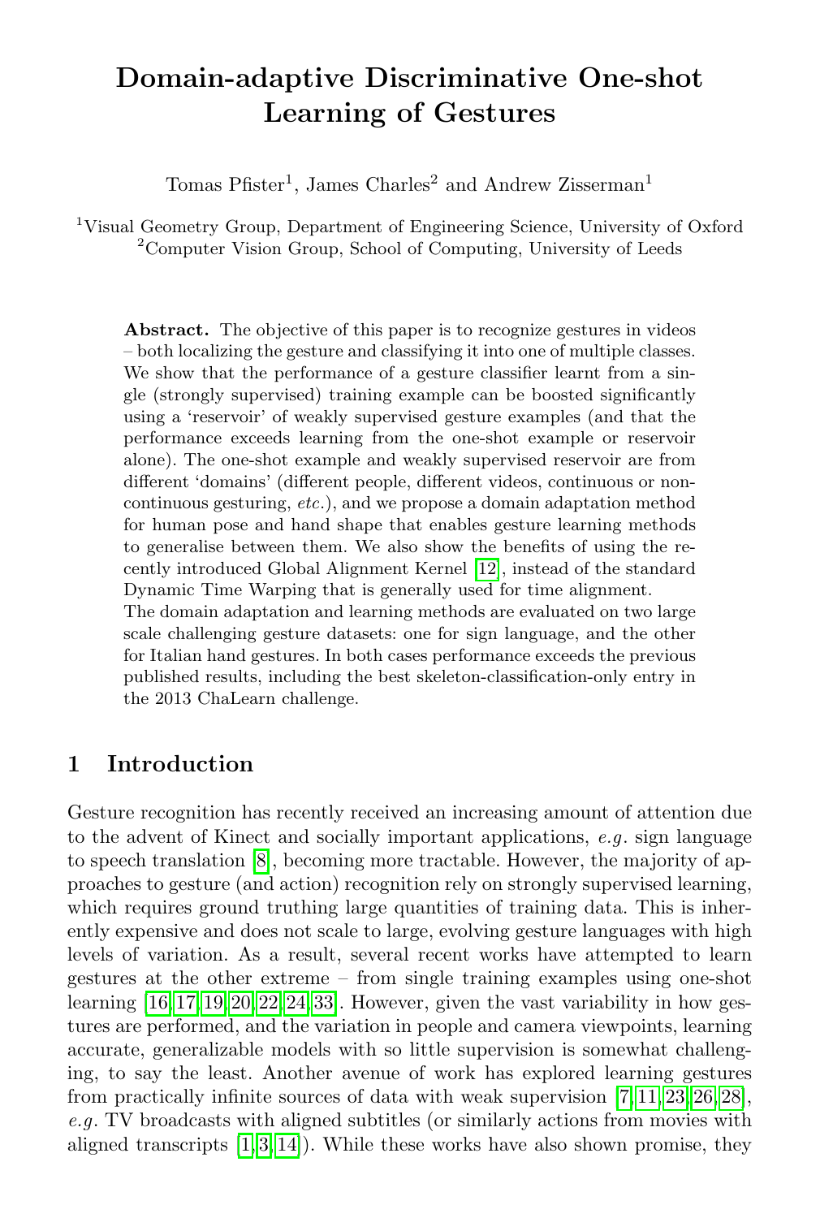# Domain-adaptive Discriminative One-shot Learning of Gestures

Tomas Pfister[1], James Charles[2] and Andrew Zisserman[1]

[1]Visual Geometry Group, Department of Engineering Science, University of Oxford
[2]Computer Vision Group, School of Computing, University of Leeds

**Abstract.** The objective of this paper is to recognize gestures in videos – both localizing the gesture and classifying it into one of multiple classes. We show that the performance of a gesture classifier learnt from a single (strongly supervised) training example can be boosted significantly using a 'reservoir' of weakly supervised gesture examples (and that the performance exceeds learning from the one-shot example or reservoir alone). The one-shot example and weakly supervised reservoir are from different 'domains' (different people, different videos, continuous or non-continuous gesturing, *etc.*), and we propose a domain adaptation method for human pose and hand shape that enables gesture learning methods to generalise between them. We also show the benefits of using the recently introduced Global Alignment Kernel [12], instead of the standard Dynamic Time Warping that is generally used for time alignment.
The domain adaptation and learning methods are evaluated on two large scale challenging gesture datasets: one for sign language, and the other for Italian hand gestures. In both cases performance exceeds the previous published results, including the best skeleton-classification-only entry in the 2013 ChaLearn challenge.

## 1 Introduction

Gesture recognition has recently received an increasing amount of attention due to the advent of Kinect and socially important applications, *e.g.* sign language to speech translation [8], becoming more tractable. However, the majority of approaches to gesture (and action) recognition rely on strongly supervised learning, which requires ground truthing large quantities of training data. This is inherently expensive and does not scale to large, evolving gesture languages with high levels of variation. As a result, several recent works have attempted to learn gestures at the other extreme – from single training examples using one-shot learning [16,17,19,20,22,24,33]. However, given the vast variability in how gestures are performed, and the variation in people and camera viewpoints, learning accurate, generalizable models with so little supervision is somewhat challenging, to say the least. Another avenue of work has explored learning gestures from practically infinite sources of data with weak supervision [7,11,23,26,28], *e.g.* TV broadcasts with aligned subtitles (or similarly actions from movies with aligned transcripts [1,3,14]). While these works have also shown promise, they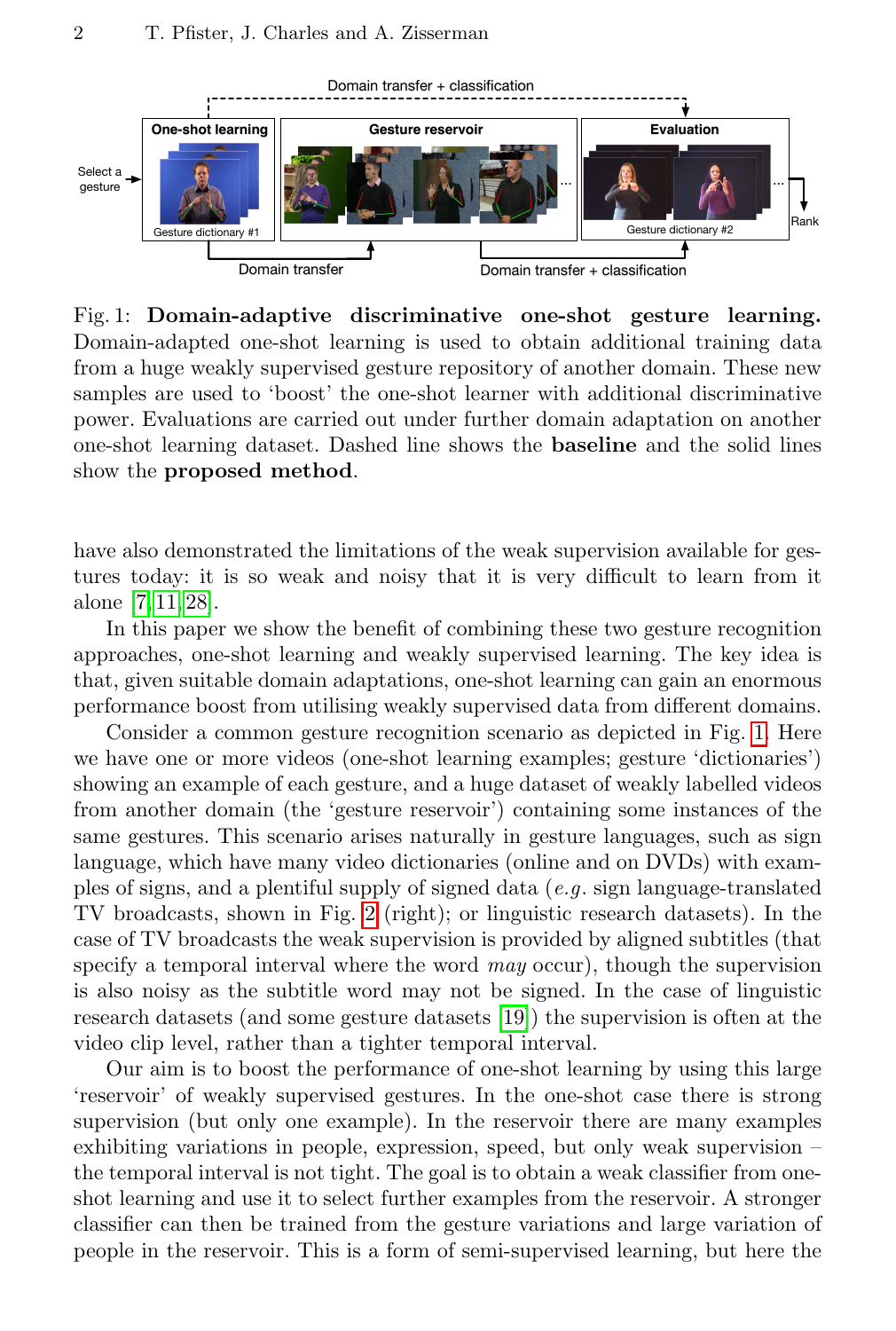Domain transfer + classification

One-shot learning

Gesture reservoir

Evaluation

Select a gesture

Gesture dictionary #1

Gesture dictionary #2

Rank

Domain transfer

Domain transfer + classification

Fig. 1: **Domain-adaptive discriminative one-shot gesture learning.** Domain-adapted one-shot learning is used to obtain additional training data from a huge weakly supervised gesture repository of another domain. These new samples are used to 'boost' the one-shot learner with additional discriminative power. Evaluations are carried out under further domain adaptation on another one-shot learning dataset. Dashed line shows the **baseline** and the solid lines show the **proposed method**.

have also demonstrated the limitations of the weak supervision available for gestures today: it is so weak and noisy that it is very difficult to learn from it alone [7,11,28].

In this paper we show the benefit of combining these two gesture recognition approaches, one-shot learning and weakly supervised learning. The key idea is that, given suitable domain adaptations, one-shot learning can gain an enormous performance boost from utilising weakly supervised data from different domains.

Consider a common gesture recognition scenario as depicted in Fig. 1. Here we have one or more videos (one-shot learning examples; gesture 'dictionaries') showing an example of each gesture, and a huge dataset of weakly labelled videos from another domain (the 'gesture reservoir') containing some instances of the same gestures. This scenario arises naturally in gesture languages, such as sign language, which have many video dictionaries (online and on DVDs) with examples of signs, and a plentiful supply of signed data (*e.g.* sign language-translated TV broadcasts, shown in Fig. 2 (right); or linguistic research datasets). In the case of TV broadcasts the weak supervision is provided by aligned subtitles (that specify a temporal interval where the word *may* occur), though the supervision is also noisy as the subtitle word may not be signed. In the case of linguistic research datasets (and some gesture datasets [19]) the supervision is often at the video clip level, rather than a tighter temporal interval.

Our aim is to boost the performance of one-shot learning by using this large 'reservoir' of weakly supervised gestures. In the one-shot case there is strong supervision (but only one example). In the reservoir there are many examples exhibiting variations in people, expression, speed, but only weak supervision – the temporal interval is not tight. The goal is to obtain a weak classifier from one-shot learning and use it to select further examples from the reservoir. A stronger classifier can then be trained from the gesture variations and large variation of people in the reservoir. This is a form of semi-supervised learning, but here the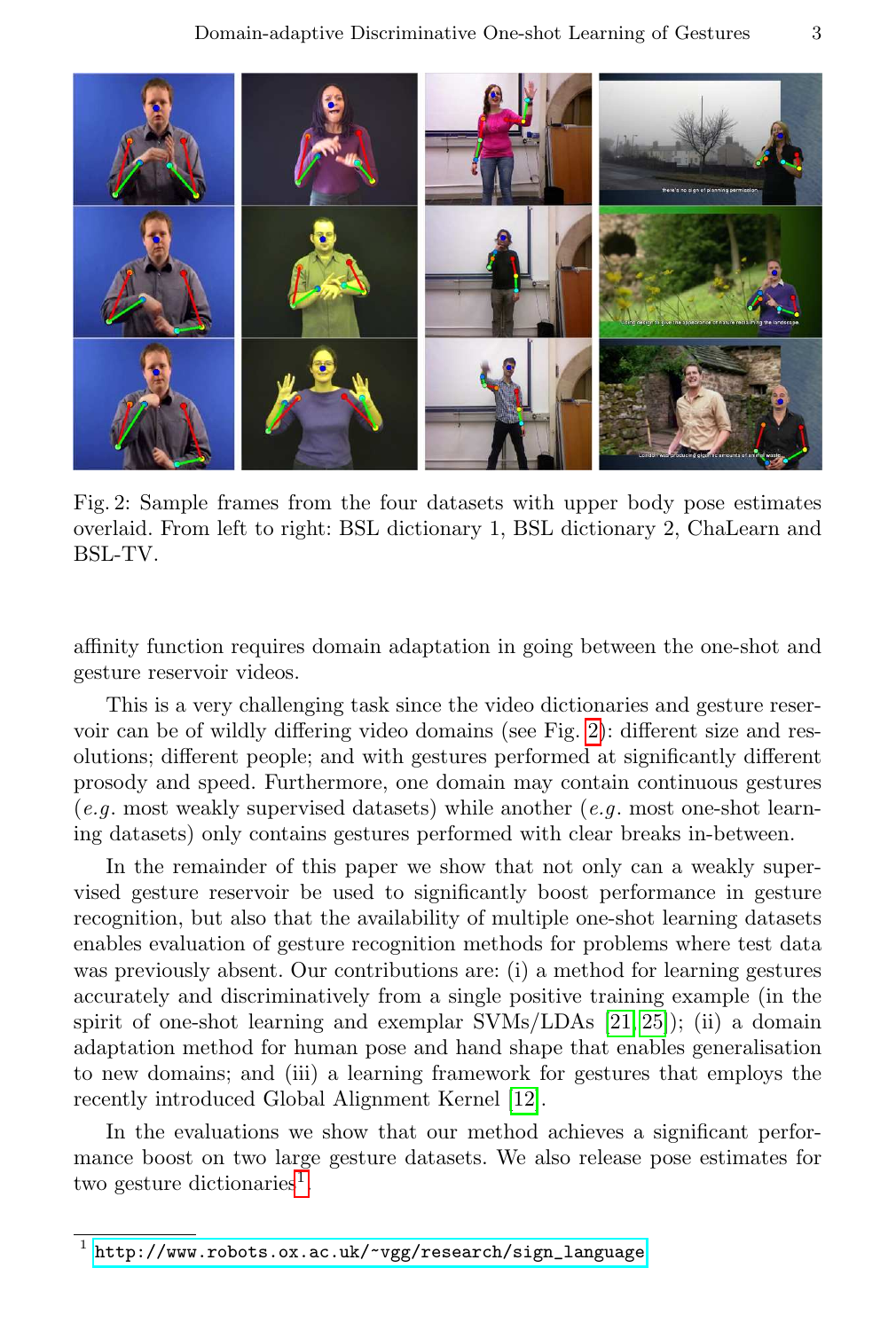Fig. 2: Sample frames from the four datasets with upper body pose estimates overlaid. From left to right: BSL dictionary 1, BSL dictionary 2, ChaLearn and BSL-TV.

affinity function requires domain adaptation in going between the one-shot and gesture reservoir videos.

This is a very challenging task since the video dictionaries and gesture reservoir can be of wildly differing video domains (see Fig. 2): different size and resolutions; different people; and with gestures performed at significantly different prosody and speed. Furthermore, one domain may contain continuous gestures (*e.g.* most weakly supervised datasets) while another (*e.g.* most one-shot learning datasets) only contains gestures performed with clear breaks in-between.

In the remainder of this paper we show that not only can a weakly supervised gesture reservoir be used to significantly boost performance in gesture recognition, but also that the availability of multiple one-shot learning datasets enables evaluation of gesture recognition methods for problems where test data was previously absent. Our contributions are: (i) a method for learning gestures accurately and discriminatively from a single positive training example (in the spirit of one-shot learning and exemplar SVMs/LDAs [21,25]); (ii) a domain adaptation method for human pose and hand shape that enables generalisation to new domains; and (iii) a learning framework for gestures that employs the recently introduced Global Alignment Kernel [12].

In the evaluations we show that our method achieves a significant performance boost on two large gesture datasets. We also release pose estimates for two gesture dictionaries[1].

[1] http://www.robots.ox.ac.uk/~vgg/research/sign_language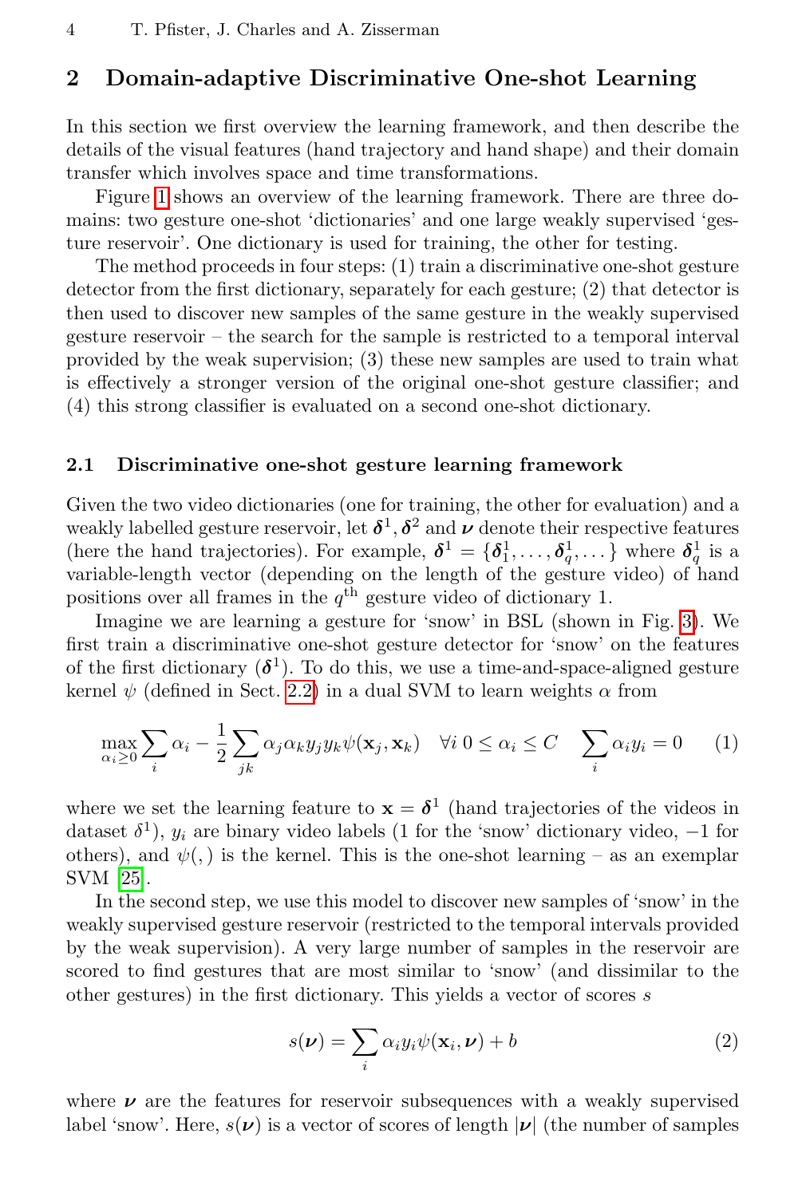## 2 Domain-adaptive Discriminative One-shot Learning

In this section we first overview the learning framework, and then describe the details of the visual features (hand trajectory and hand shape) and their domain transfer which involves space and time transformations.

Figure 1 shows an overview of the learning framework. There are three domains: two gesture one-shot 'dictionaries' and one large weakly supervised 'gesture reservoir'. One dictionary is used for training, the other for testing.

The method proceeds in four steps: (1) train a discriminative one-shot gesture detector from the first dictionary, separately for each gesture; (2) that detector is then used to discover new samples of the same gesture in the weakly supervised gesture reservoir – the search for the sample is restricted to a temporal interval provided by the weak supervision; (3) these new samples are used to train what is effectively a stronger version of the original one-shot gesture classifier; and (4) this strong classifier is evaluated on a second one-shot dictionary.

### 2.1 Discriminative one-shot gesture learning framework

Given the two video dictionaries (one for training, the other for evaluation) and a weakly labelled gesture reservoir, let $\boldsymbol{\delta}^1, \boldsymbol{\delta}^2$ and $\boldsymbol{\nu}$ denote their respective features (here the hand trajectories). For example, $\boldsymbol{\delta}^1 = \{\boldsymbol{\delta}^1_1, \ldots, \boldsymbol{\delta}^1_q, \ldots\}$ where $\boldsymbol{\delta}^1_q$ is a variable-length vector (depending on the length of the gesture video) of hand positions over all frames in the $q^{\text{th}}$ gesture video of dictionary 1.

Imagine we are learning a gesture for 'snow' in BSL (shown in Fig. 3). We first train a discriminative one-shot gesture detector for 'snow' on the features of the first dictionary ($\boldsymbol{\delta}^1$). To do this, we use a time-and-space-aligned gesture kernel $\psi$ (defined in Sect. 2.2) in a dual SVM to learn weights $\alpha$ from

$$\max_{\alpha_i \geq 0} \sum_i \alpha_i - \frac{1}{2} \sum_{jk} \alpha_j \alpha_k y_j y_k \psi(\mathbf{x}_j, \mathbf{x}_k) \quad \forall i \; 0 \leq \alpha_i \leq C \quad \sum_i \alpha_i y_i = 0 \tag{1}$$

where we set the learning feature to $\mathbf{x} = \boldsymbol{\delta}^1$ (hand trajectories of the videos in dataset $\delta^1$), $y_i$ are binary video labels (1 for the 'snow' dictionary video, $-1$ for others), and $\psi(,)$ is the kernel. This is the one-shot learning – as an exemplar SVM [25].

In the second step, we use this model to discover new samples of 'snow' in the weakly supervised gesture reservoir (restricted to the temporal intervals provided by the weak supervision). A very large number of samples in the reservoir are scored to find gestures that are most similar to 'snow' (and dissimilar to the other gestures) in the first dictionary. This yields a vector of scores $s$

$$s(\boldsymbol{\nu}) = \sum_i \alpha_i y_i \psi(\mathbf{x}_i, \boldsymbol{\nu}) + b \tag{2}$$

where $\boldsymbol{\nu}$ are the features for reservoir subsequences with a weakly supervised label 'snow'. Here, $s(\boldsymbol{\nu})$ is a vector of scores of length $|\boldsymbol{\nu}|$ (the number of samples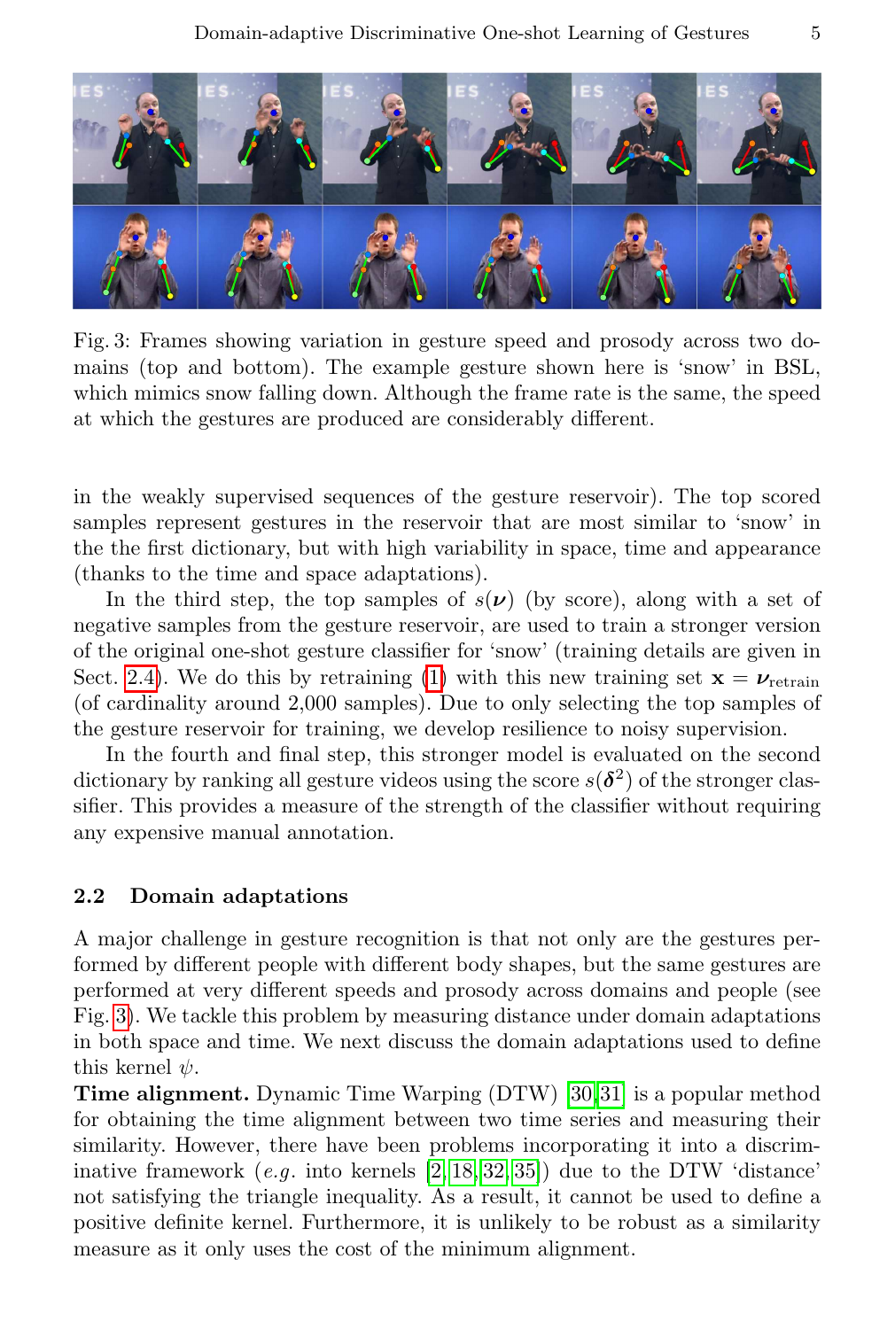Fig. 3: Frames showing variation in gesture speed and prosody across two domains (top and bottom). The example gesture shown here is 'snow' in BSL, which mimics snow falling down. Although the frame rate is the same, the speed at which the gestures are produced are considerably different.

in the weakly supervised sequences of the gesture reservoir). The top scored samples represent gestures in the reservoir that are most similar to 'snow' in the the first dictionary, but with high variability in space, time and appearance (thanks to the time and space adaptations).

In the third step, the top samples of $s(\boldsymbol{\nu})$ (by score), along with a set of negative samples from the gesture reservoir, are used to train a stronger version of the original one-shot gesture classifier for 'snow' (training details are given in Sect. 2.4). We do this by retraining (1) with this new training set $\mathbf{x} = \boldsymbol{\nu}_{\text{retrain}}$ (of cardinality around 2,000 samples). Due to only selecting the top samples of the gesture reservoir for training, we develop resilience to noisy supervision.

In the fourth and final step, this stronger model is evaluated on the second dictionary by ranking all gesture videos using the score $s(\boldsymbol{\delta}^2)$ of the stronger classifier. This provides a measure of the strength of the classifier without requiring any expensive manual annotation.

### 2.2 Domain adaptations

A major challenge in gesture recognition is that not only are the gestures performed by different people with different body shapes, but the same gestures are performed at very different speeds and prosody across domains and people (see Fig. 3). We tackle this problem by measuring distance under domain adaptations in both space and time. We next discuss the domain adaptations used to define this kernel $\psi$.

**Time alignment.** Dynamic Time Warping (DTW) [30,31] is a popular method for obtaining the time alignment between two time series and measuring their similarity. However, there have been problems incorporating it into a discriminative framework (*e.g.* into kernels [2,18,32,35]) due to the DTW 'distance' not satisfying the triangle inequality. As a result, it cannot be used to define a positive definite kernel. Furthermore, it is unlikely to be robust as a similarity measure as it only uses the cost of the minimum alignment.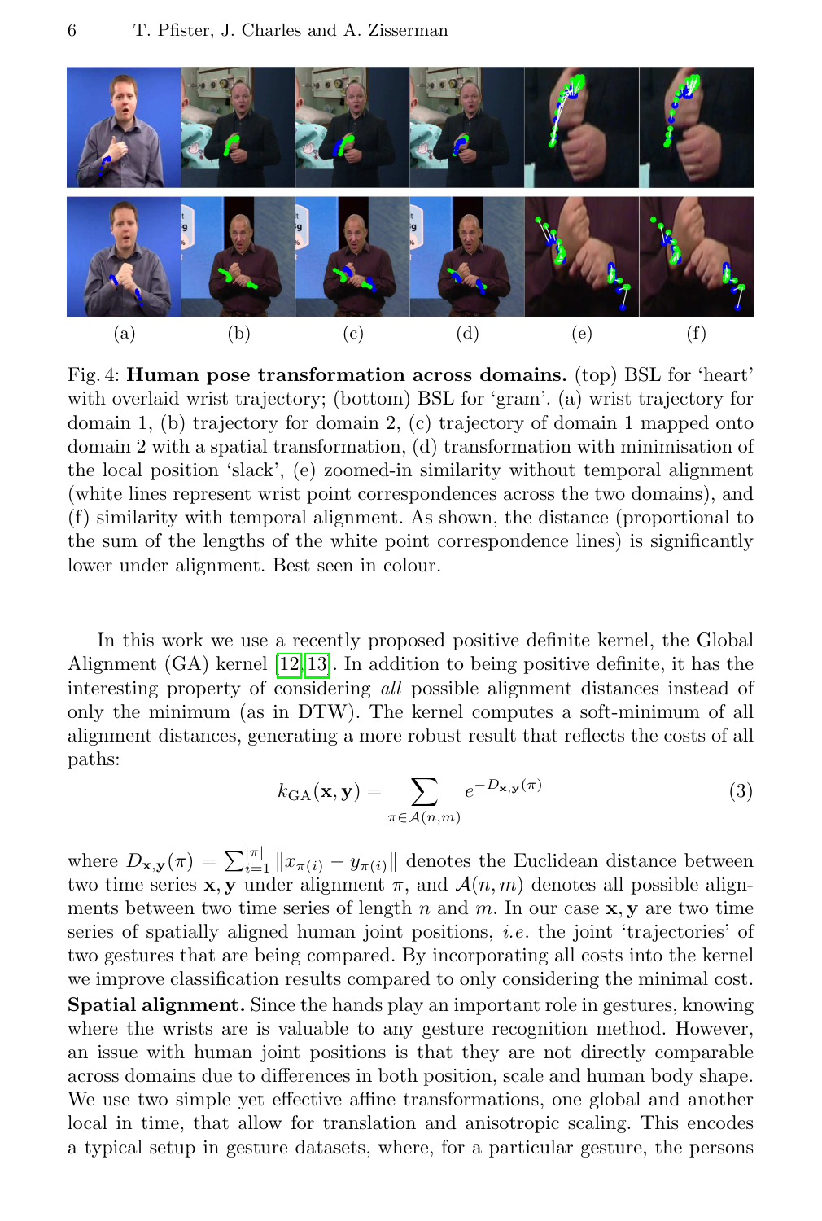Fig. 4: **Human pose transformation across domains.** (top) BSL for 'heart' with overlaid wrist trajectory; (bottom) BSL for 'gram'. (a) wrist trajectory for domain 1, (b) trajectory for domain 2, (c) trajectory of domain 1 mapped onto domain 2 with a spatial transformation, (d) transformation with minimisation of the local position 'slack', (e) zoomed-in similarity without temporal alignment (white lines represent wrist point correspondences across the two domains), and (f) similarity with temporal alignment. As shown, the distance (proportional to the sum of the lengths of the white point correspondence lines) is significantly lower under alignment. Best seen in colour.

In this work we use a recently proposed positive definite kernel, the Global Alignment (GA) kernel [12,13]. In addition to being positive definite, it has the interesting property of considering *all* possible alignment distances instead of only the minimum (as in DTW). The kernel computes a soft-minimum of all alignment distances, generating a more robust result that reflects the costs of all paths:

$$k_{\mathrm{GA}}(\mathbf{x}, \mathbf{y}) = \sum_{\pi \in \mathcal{A}(n,m)} e^{-D_{\mathbf{x},\mathbf{y}}(\pi)} \tag{3}$$

where $D_{\mathbf{x},\mathbf{y}}(\pi) = \sum_{i=1}^{|\pi|} \|x_{\pi(i)} - y_{\pi(i)}\|$ denotes the Euclidean distance between two time series $\mathbf{x}, \mathbf{y}$ under alignment $\pi$, and $\mathcal{A}(n, m)$ denotes all possible alignments between two time series of length $n$ and $m$. In our case $\mathbf{x}, \mathbf{y}$ are two time series of spatially aligned human joint positions, *i.e.* the joint 'trajectories' of two gestures that are being compared. By incorporating all costs into the kernel we improve classification results compared to only considering the minimal cost.

**Spatial alignment.** Since the hands play an important role in gestures, knowing where the wrists are is valuable to any gesture recognition method. However, an issue with human joint positions is that they are not directly comparable across domains due to differences in both position, scale and human body shape. We use two simple yet effective affine transformations, one global and another local in time, that allow for translation and anisotropic scaling. This encodes a typical setup in gesture datasets, where, for a particular gesture, the persons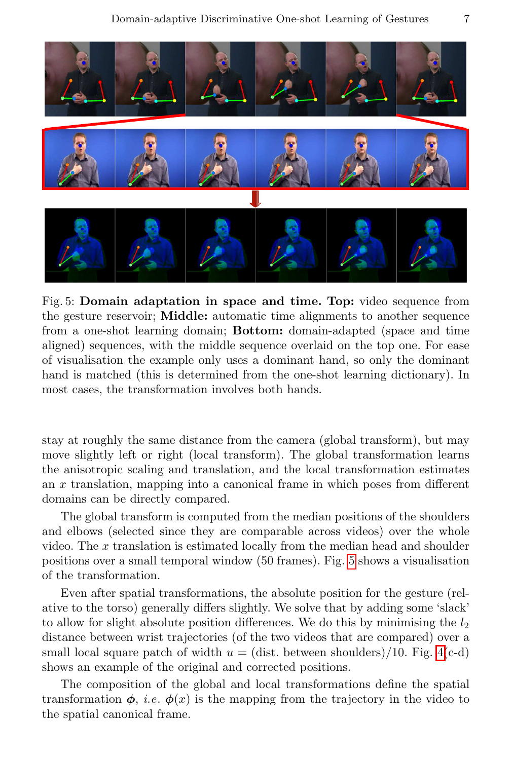Fig. 5: **Domain adaptation in space and time. Top:** video sequence from the gesture reservoir; **Middle:** automatic time alignments to another sequence from a one-shot learning domain; **Bottom:** domain-adapted (space and time aligned) sequences, with the middle sequence overlaid on the top one. For ease of visualisation the example only uses a dominant hand, so only the dominant hand is matched (this is determined from the one-shot learning dictionary). In most cases, the transformation involves both hands.

stay at roughly the same distance from the camera (global transform), but may move slightly left or right (local transform). The global transformation learns the anisotropic scaling and translation, and the local transformation estimates an $x$ translation, mapping into a canonical frame in which poses from different domains can be directly compared.

The global transform is computed from the median positions of the shoulders and elbows (selected since they are comparable across videos) over the whole video. The $x$ translation is estimated locally from the median head and shoulder positions over a small temporal window (50 frames). Fig. 5 shows a visualisation of the transformation.

Even after spatial transformations, the absolute position for the gesture (relative to the torso) generally differs slightly. We solve that by adding some 'slack' to allow for slight absolute position differences. We do this by minimising the $l_2$ distance between wrist trajectories (of the two videos that are compared) over a small local square patch of width $u$ = (dist. between shoulders)/10. Fig. 4(c-d) shows an example of the original and corrected positions.

The composition of the global and local transformations define the spatial transformation $\boldsymbol{\phi}$, *i.e.* $\boldsymbol{\phi}(x)$ is the mapping from the trajectory in the video to the spatial canonical frame.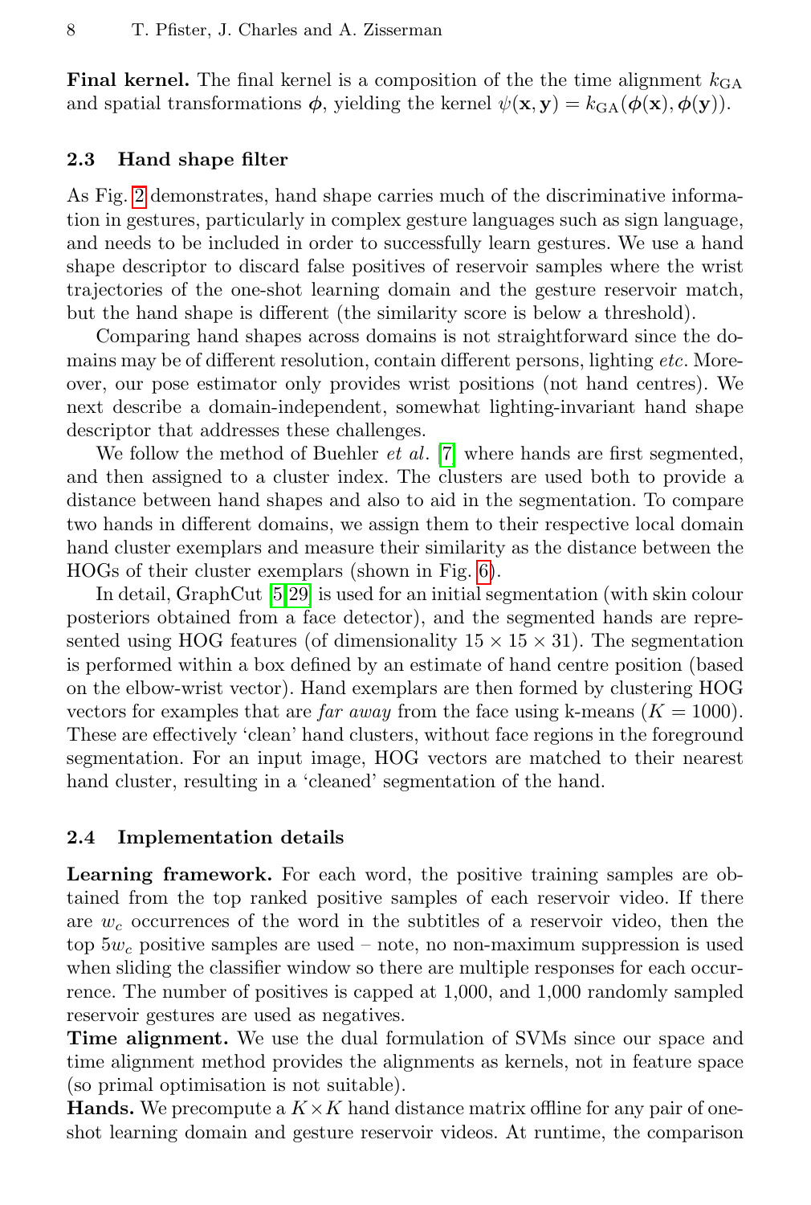**Final kernel.** The final kernel is a composition of the the time alignment $k_{\mathrm{GA}}$ and spatial transformations $\boldsymbol{\phi}$, yielding the kernel $\psi(\mathbf{x}, \mathbf{y}) = k_{\mathrm{GA}}(\boldsymbol{\phi}(\mathbf{x}), \boldsymbol{\phi}(\mathbf{y}))$.

### 2.3 Hand shape filter

As Fig. 2 demonstrates, hand shape carries much of the discriminative information in gestures, particularly in complex gesture languages such as sign language, and needs to be included in order to successfully learn gestures. We use a hand shape descriptor to discard false positives of reservoir samples where the wrist trajectories of the one-shot learning domain and the gesture reservoir match, but the hand shape is different (the similarity score is below a threshold).

Comparing hand shapes across domains is not straightforward since the domains may be of different resolution, contain different persons, lighting *etc*. Moreover, our pose estimator only provides wrist positions (not hand centres). We next describe a domain-independent, somewhat lighting-invariant hand shape descriptor that addresses these challenges.

We follow the method of Buehler *et al*. [7] where hands are first segmented, and then assigned to a cluster index. The clusters are used both to provide a distance between hand shapes and also to aid in the segmentation. To compare two hands in different domains, we assign them to their respective local domain hand cluster exemplars and measure their similarity as the distance between the HOGs of their cluster exemplars (shown in Fig. 6).

In detail, GraphCut [5,29] is used for an initial segmentation (with skin colour posteriors obtained from a face detector), and the segmented hands are represented using HOG features (of dimensionality $15 \times 15 \times 31$). The segmentation is performed within a box defined by an estimate of hand centre position (based on the elbow-wrist vector). Hand exemplars are then formed by clustering HOG vectors for examples that are *far away* from the face using k-means ($K = 1000$). These are effectively 'clean' hand clusters, without face regions in the foreground segmentation. For an input image, HOG vectors are matched to their nearest hand cluster, resulting in a 'cleaned' segmentation of the hand.

### 2.4 Implementation details

**Learning framework.** For each word, the positive training samples are obtained from the top ranked positive samples of each reservoir video. If there are $w_c$ occurrences of the word in the subtitles of a reservoir video, then the top $5w_c$ positive samples are used – note, no non-maximum suppression is used when sliding the classifier window so there are multiple responses for each occurrence. The number of positives is capped at 1,000, and 1,000 randomly sampled reservoir gestures are used as negatives.

**Time alignment.** We use the dual formulation of SVMs since our space and time alignment method provides the alignments as kernels, not in feature space (so primal optimisation is not suitable).

**Hands.** We precompute a $K \times K$ hand distance matrix offline for any pair of one-shot learning domain and gesture reservoir videos. At runtime, the comparison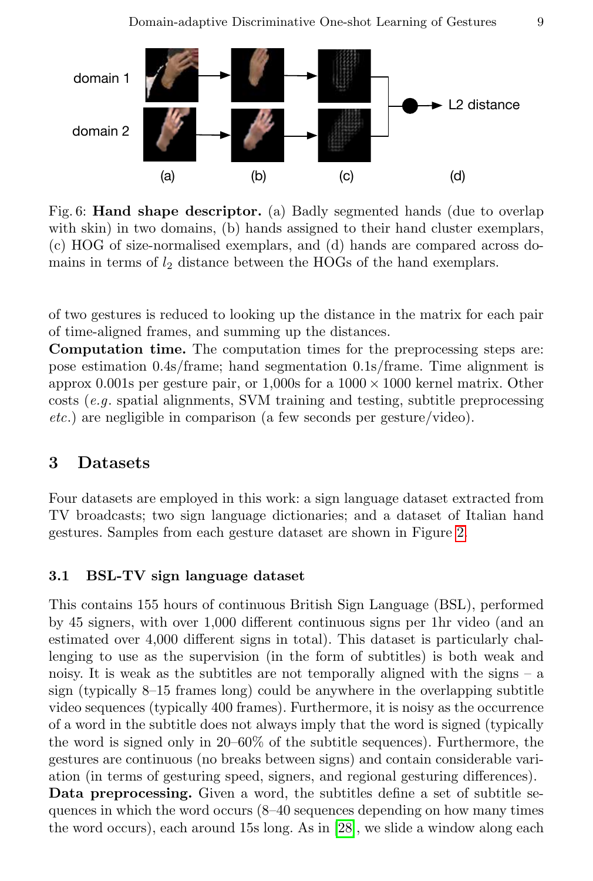Fig. 6: **Hand shape descriptor.** (a) Badly segmented hands (due to overlap with skin) in two domains, (b) hands assigned to their hand cluster exemplars, (c) HOG of size-normalised exemplars, and (d) hands are compared across domains in terms of $l_2$ distance between the HOGs of the hand exemplars.

of two gestures is reduced to looking up the distance in the matrix for each pair of time-aligned frames, and summing up the distances.

**Computation time.** The computation times for the preprocessing steps are: pose estimation 0.4s/frame; hand segmentation 0.1s/frame. Time alignment is approx 0.001s per gesture pair, or 1,000s for a $1000 \times 1000$ kernel matrix. Other costs (*e.g.* spatial alignments, SVM training and testing, subtitle preprocessing *etc.*) are negligible in comparison (a few seconds per gesture/video).

## 3 Datasets

Four datasets are employed in this work: a sign language dataset extracted from TV broadcasts; two sign language dictionaries; and a dataset of Italian hand gestures. Samples from each gesture dataset are shown in Figure 2.

### 3.1 BSL-TV sign language dataset

This contains 155 hours of continuous British Sign Language (BSL), performed by 45 signers, with over 1,000 different continuous signs per 1hr video (and an estimated over 4,000 different signs in total). This dataset is particularly challenging to use as the supervision (in the form of subtitles) is both weak and noisy. It is weak as the subtitles are not temporally aligned with the signs – a sign (typically 8–15 frames long) could be anywhere in the overlapping subtitle video sequences (typically 400 frames). Furthermore, it is noisy as the occurrence of a word in the subtitle does not always imply that the word is signed (typically the word is signed only in 20–60% of the subtitle sequences). Furthermore, the gestures are continuous (no breaks between signs) and contain considerable variation (in terms of gesturing speed, signers, and regional gesturing differences).

**Data preprocessing.** Given a word, the subtitles define a set of subtitle sequences in which the word occurs (8–40 sequences depending on how many times the word occurs), each around 15s long. As in [28], we slide a window along each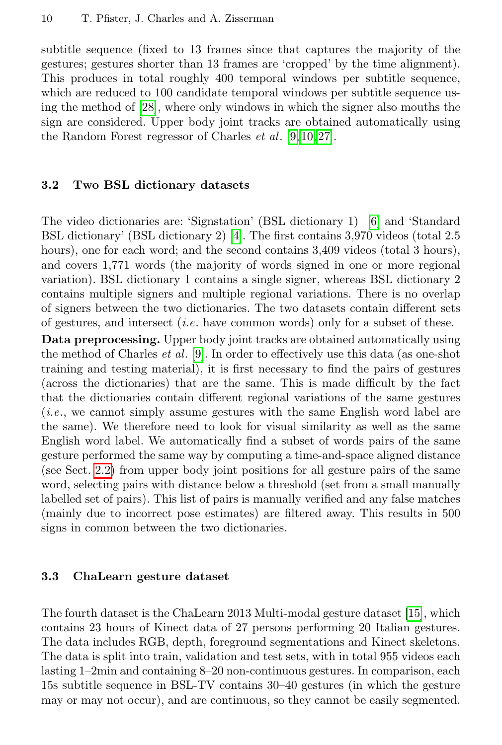subtitle sequence (fixed to 13 frames since that captures the majority of the gestures; gestures shorter than 13 frames are 'cropped' by the time alignment). This produces in total roughly 400 temporal windows per subtitle sequence, which are reduced to 100 candidate temporal windows per subtitle sequence using the method of [28], where only windows in which the signer also mouths the sign are considered. Upper body joint tracks are obtained automatically using the Random Forest regressor of Charles *et al*. [9,10,27].

### 3.2 Two BSL dictionary datasets

The video dictionaries are: 'Signstation' (BSL dictionary 1) [6] and 'Standard BSL dictionary' (BSL dictionary 2) [4]. The first contains 3,970 videos (total 2.5 hours), one for each word; and the second contains 3,409 videos (total 3 hours), and covers 1,771 words (the majority of words signed in one or more regional variation). BSL dictionary 1 contains a single signer, whereas BSL dictionary 2 contains multiple signers and multiple regional variations. There is no overlap of signers between the two dictionaries. The two datasets contain different sets of gestures, and intersect (*i.e.* have common words) only for a subset of these.

**Data preprocessing.** Upper body joint tracks are obtained automatically using the method of Charles *et al*. [9]. In order to effectively use this data (as one-shot training and testing material), it is first necessary to find the pairs of gestures (across the dictionaries) that are the same. This is made difficult by the fact that the dictionaries contain different regional variations of the same gestures (*i.e.*, we cannot simply assume gestures with the same English word label are the same). We therefore need to look for visual similarity as well as the same English word label. We automatically find a subset of words pairs of the same gesture performed the same way by computing a time-and-space aligned distance (see Sect. 2.2) from upper body joint positions for all gesture pairs of the same word, selecting pairs with distance below a threshold (set from a small manually labelled set of pairs). This list of pairs is manually verified and any false matches (mainly due to incorrect pose estimates) are filtered away. This results in 500 signs in common between the two dictionaries.

### 3.3 ChaLearn gesture dataset

The fourth dataset is the ChaLearn 2013 Multi-modal gesture dataset [15], which contains 23 hours of Kinect data of 27 persons performing 20 Italian gestures. The data includes RGB, depth, foreground segmentations and Kinect skeletons. The data is split into train, validation and test sets, with in total 955 videos each lasting 1–2min and containing 8–20 non-continuous gestures. In comparison, each 15s subtitle sequence in BSL-TV contains 30–40 gestures (in which the gesture may or may not occur), and are continuous, so they cannot be easily segmented.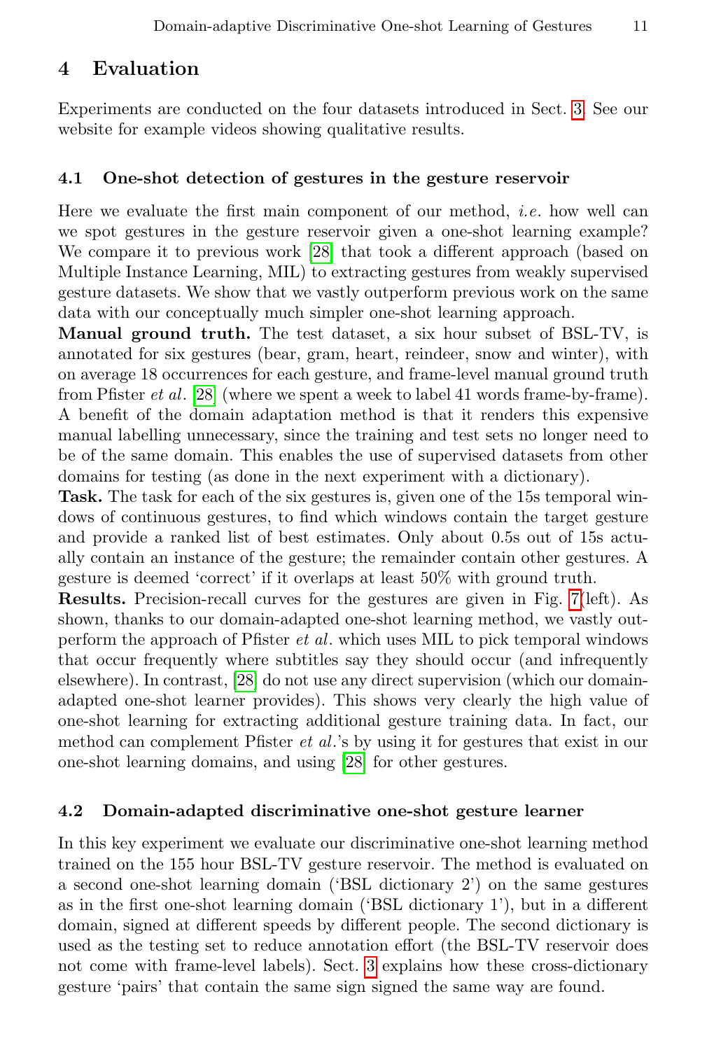## 4 Evaluation

Experiments are conducted on the four datasets introduced in Sect. 3. See our website for example videos showing qualitative results.

### 4.1 One-shot detection of gestures in the gesture reservoir

Here we evaluate the first main component of our method, *i.e.* how well can we spot gestures in the gesture reservoir given a one-shot learning example? We compare it to previous work [28] that took a different approach (based on Multiple Instance Learning, MIL) to extracting gestures from weakly supervised gesture datasets. We show that we vastly outperform previous work on the same data with our conceptually much simpler one-shot learning approach.

**Manual ground truth.** The test dataset, a six hour subset of BSL-TV, is annotated for six gestures (bear, gram, heart, reindeer, snow and winter), with on average 18 occurrences for each gesture, and frame-level manual ground truth from Pfister *et al.* [28] (where we spent a week to label 41 words frame-by-frame). A benefit of the domain adaptation method is that it renders this expensive manual labelling unnecessary, since the training and test sets no longer need to be of the same domain. This enables the use of supervised datasets from other domains for testing (as done in the next experiment with a dictionary).

**Task.** The task for each of the six gestures is, given one of the 15s temporal windows of continuous gestures, to find which windows contain the target gesture and provide a ranked list of best estimates. Only about 0.5s out of 15s actually contain an instance of the gesture; the remainder contain other gestures. A gesture is deemed 'correct' if it overlaps at least 50% with ground truth.

**Results.** Precision-recall curves for the gestures are given in Fig. 7(left). As shown, thanks to our domain-adapted one-shot learning method, we vastly outperform the approach of Pfister *et al.* which uses MIL to pick temporal windows that occur frequently where subtitles say they should occur (and infrequently elsewhere). In contrast, [28] do not use any direct supervision (which our domain-adapted one-shot learner provides). This shows very clearly the high value of one-shot learning for extracting additional gesture training data. In fact, our method can complement Pfister *et al.*'s by using it for gestures that exist in our one-shot learning domains, and using [28] for other gestures.

### 4.2 Domain-adapted discriminative one-shot gesture learner

In this key experiment we evaluate our discriminative one-shot learning method trained on the 155 hour BSL-TV gesture reservoir. The method is evaluated on a second one-shot learning domain ('BSL dictionary 2') on the same gestures as in the first one-shot learning domain ('BSL dictionary 1'), but in a different domain, signed at different speeds by different people. The second dictionary is used as the testing set to reduce annotation effort (the BSL-TV reservoir does not come with frame-level labels). Sect. 3 explains how these cross-dictionary gesture 'pairs' that contain the same sign signed the same way are found.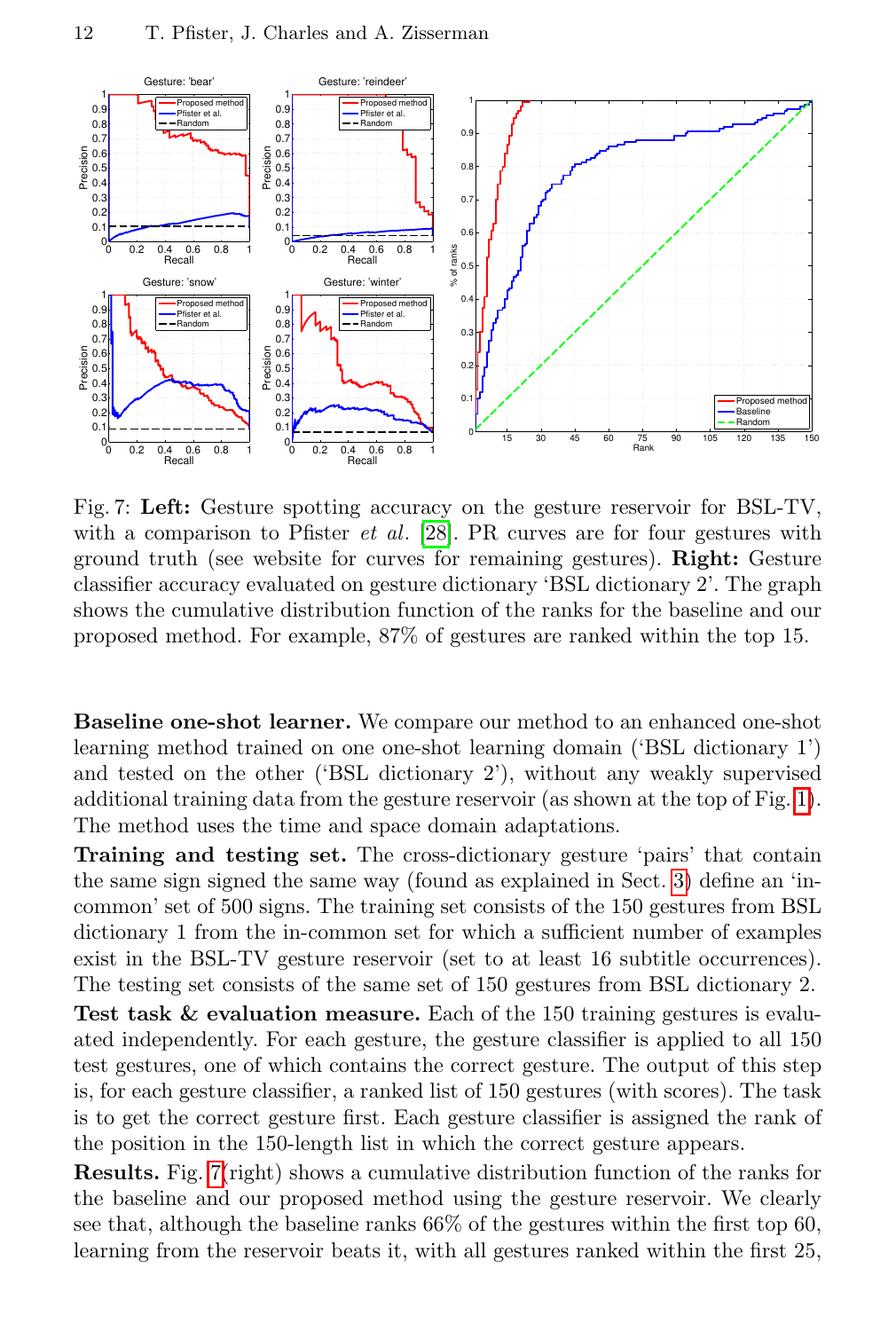Fig. 7: **Left:** Gesture spotting accuracy on the gesture reservoir for BSL-TV, with a comparison to Pfister *et al.* [28]. PR curves are for four gestures with ground truth (see website for curves for remaining gestures). **Right:** Gesture classifier accuracy evaluated on gesture dictionary 'BSL dictionary 2'. The graph shows the cumulative distribution function of the ranks for the baseline and our proposed method. For example, 87% of gestures are ranked within the top 15.

**Baseline one-shot learner.** We compare our method to an enhanced one-shot learning method trained on one one-shot learning domain ('BSL dictionary 1') and tested on the other ('BSL dictionary 2'), without any weakly supervised additional training data from the gesture reservoir (as shown at the top of Fig. 1). The method uses the time and space domain adaptations.

**Training and testing set.** The cross-dictionary gesture 'pairs' that contain the same sign signed the same way (found as explained in Sect. 3) define an 'in-common' set of 500 signs. The training set consists of the 150 gestures from BSL dictionary 1 from the in-common set for which a sufficient number of examples exist in the BSL-TV gesture reservoir (set to at least 16 subtitle occurrences). The testing set consists of the same set of 150 gestures from BSL dictionary 2.

**Test task & evaluation measure.** Each of the 150 training gestures is evaluated independently. For each gesture, the gesture classifier is applied to all 150 test gestures, one of which contains the correct gesture. The output of this step is, for each gesture classifier, a ranked list of 150 gestures (with scores). The task is to get the correct gesture first. Each gesture classifier is assigned the rank of the position in the 150-length list in which the correct gesture appears.

**Results.** Fig. 7(right) shows a cumulative distribution function of the ranks for the baseline and our proposed method using the gesture reservoir. We clearly see that, although the baseline ranks 66% of the gestures within the first top 60, learning from the reservoir beats it, with all gestures ranked within the first 25,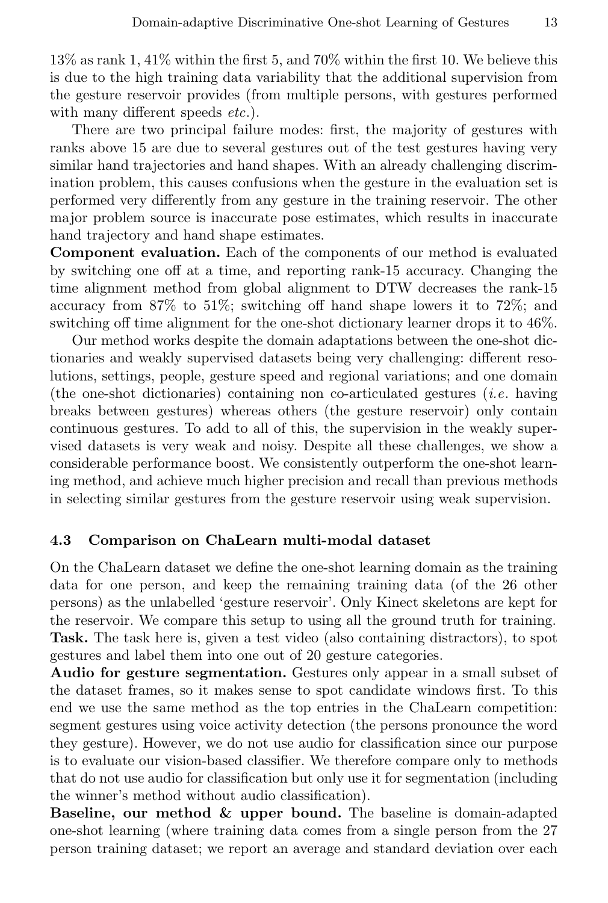13% as rank 1, 41% within the first 5, and 70% within the first 10. We believe this is due to the high training data variability that the additional supervision from the gesture reservoir provides (from multiple persons, with gestures performed with many different speeds *etc.*).

There are two principal failure modes: first, the majority of gestures with ranks above 15 are due to several gestures out of the test gestures having very similar hand trajectories and hand shapes. With an already challenging discrimination problem, this causes confusions when the gesture in the evaluation set is performed very differently from any gesture in the training reservoir. The other major problem source is inaccurate pose estimates, which results in inaccurate hand trajectory and hand shape estimates.

**Component evaluation.** Each of the components of our method is evaluated by switching one off at a time, and reporting rank-15 accuracy. Changing the time alignment method from global alignment to DTW decreases the rank-15 accuracy from 87% to 51%; switching off hand shape lowers it to 72%; and switching off time alignment for the one-shot dictionary learner drops it to 46%.

Our method works despite the domain adaptations between the one-shot dictionaries and weakly supervised datasets being very challenging: different resolutions, settings, people, gesture speed and regional variations; and one domain (the one-shot dictionaries) containing non co-articulated gestures (*i.e.* having breaks between gestures) whereas others (the gesture reservoir) only contain continuous gestures. To add to all of this, the supervision in the weakly supervised datasets is very weak and noisy. Despite all these challenges, we show a considerable performance boost. We consistently outperform the one-shot learning method, and achieve much higher precision and recall than previous methods in selecting similar gestures from the gesture reservoir using weak supervision.

### 4.3 Comparison on ChaLearn multi-modal dataset

On the ChaLearn dataset we define the one-shot learning domain as the training data for one person, and keep the remaining training data (of the 26 other persons) as the unlabelled 'gesture reservoir'. Only Kinect skeletons are kept for the reservoir. We compare this setup to using all the ground truth for training.

**Task.** The task here is, given a test video (also containing distractors), to spot gestures and label them into one out of 20 gesture categories.

**Audio for gesture segmentation.** Gestures only appear in a small subset of the dataset frames, so it makes sense to spot candidate windows first. To this end we use the same method as the top entries in the ChaLearn competition: segment gestures using voice activity detection (the persons pronounce the word they gesture). However, we do not use audio for classification since our purpose is to evaluate our vision-based classifier. We therefore compare only to methods that do not use audio for classification but only use it for segmentation (including the winner's method without audio classification).

**Baseline, our method & upper bound.** The baseline is domain-adapted one-shot learning (where training data comes from a single person from the 27 person training dataset; we report an average and standard deviation over each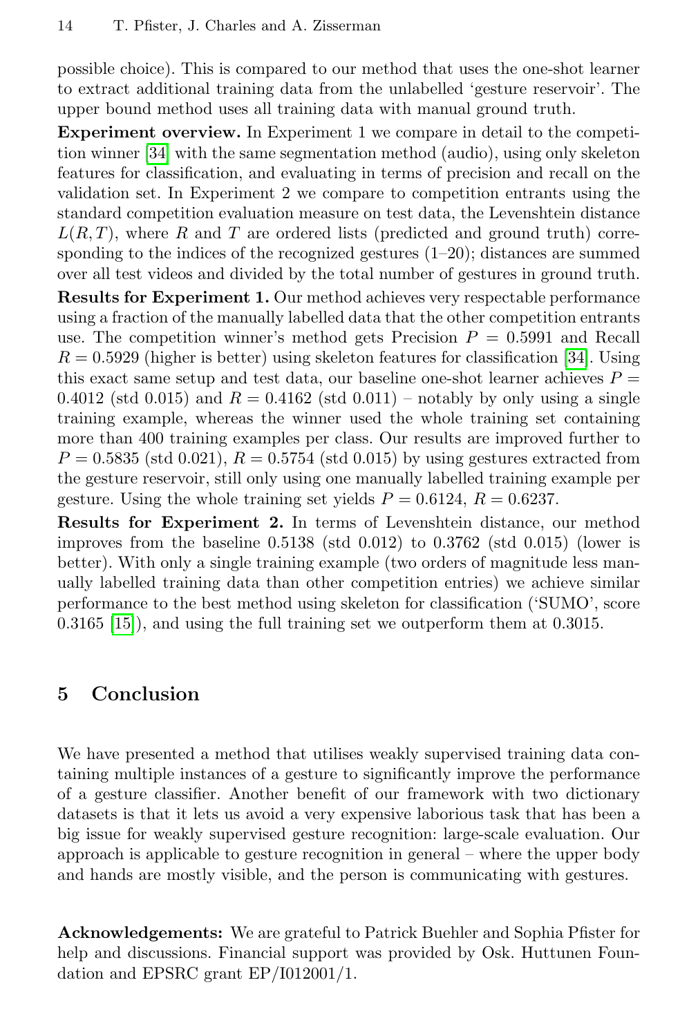possible choice). This is compared to our method that uses the one-shot learner to extract additional training data from the unlabelled 'gesture reservoir'. The upper bound method uses all training data with manual ground truth.

**Experiment overview.** In Experiment 1 we compare in detail to the competition winner [34] with the same segmentation method (audio), using only skeleton features for classification, and evaluating in terms of precision and recall on the validation set. In Experiment 2 we compare to competition entrants using the standard competition evaluation measure on test data, the Levenshtein distance $L(R, T)$, where $R$ and $T$ are ordered lists (predicted and ground truth) corresponding to the indices of the recognized gestures (1–20); distances are summed over all test videos and divided by the total number of gestures in ground truth.

**Results for Experiment 1.** Our method achieves very respectable performance using a fraction of the manually labelled data that the other competition entrants use. The competition winner's method gets Precision $P = 0.5991$ and Recall $R = 0.5929$ (higher is better) using skeleton features for classification [34]. Using this exact same setup and test data, our baseline one-shot learner achieves $P = 0.4012$ (std 0.015) and $R = 0.4162$ (std 0.011) – notably by only using a single training example, whereas the winner used the whole training set containing more than 400 training examples per class. Our results are improved further to $P = 0.5835$ (std 0.021), $R = 0.5754$ (std 0.015) by using gestures extracted from the gesture reservoir, still only using one manually labelled training example per gesture. Using the whole training set yields $P = 0.6124$, $R = 0.6237$.

**Results for Experiment 2.** In terms of Levenshtein distance, our method improves from the baseline 0.5138 (std 0.012) to 0.3762 (std 0.015) (lower is better). With only a single training example (two orders of magnitude less manually labelled training data than other competition entries) we achieve similar performance to the best method using skeleton for classification ('SUMO', score 0.3165 [15]), and using the full training set we outperform them at 0.3015.

## 5 Conclusion

We have presented a method that utilises weakly supervised training data containing multiple instances of a gesture to significantly improve the performance of a gesture classifier. Another benefit of our framework with two dictionary datasets is that it lets us avoid a very expensive laborious task that has been a big issue for weakly supervised gesture recognition: large-scale evaluation. Our approach is applicable to gesture recognition in general – where the upper body and hands are mostly visible, and the person is communicating with gestures.

**Acknowledgements:** We are grateful to Patrick Buehler and Sophia Pfister for help and discussions. Financial support was provided by Osk. Huttunen Foundation and EPSRC grant EP/I012001/1.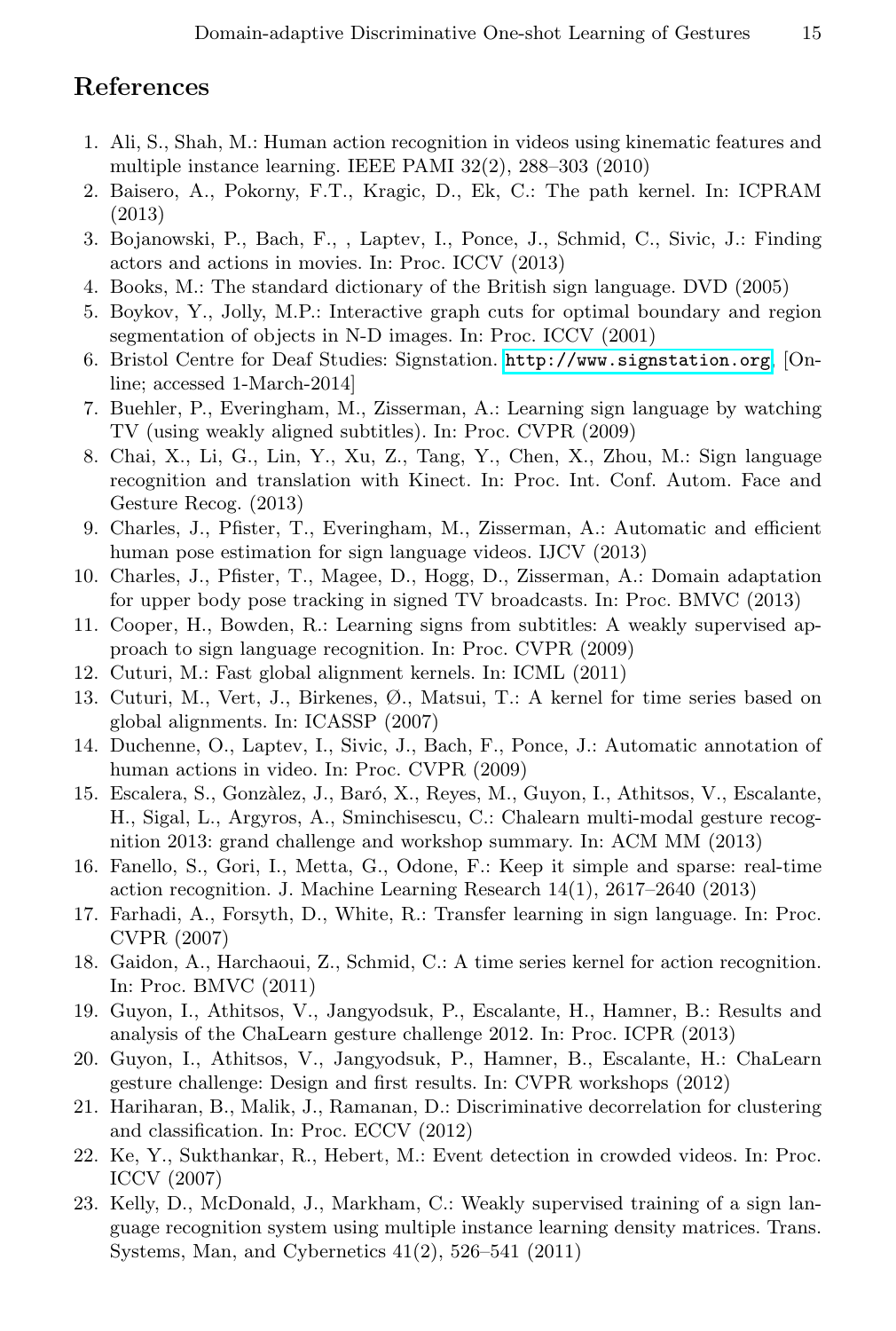## References

1. Ali, S., Shah, M.: Human action recognition in videos using kinematic features and multiple instance learning. IEEE PAMI 32(2), 288–303 (2010)
2. Baisero, A., Pokorny, F.T., Kragic, D., Ek, C.: The path kernel. In: ICPRAM (2013)
3. Bojanowski, P., Bach, F., , Laptev, I., Ponce, J., Schmid, C., Sivic, J.: Finding actors and actions in movies. In: Proc. ICCV (2013)
4. Books, M.: The standard dictionary of the British sign language. DVD (2005)
5. Boykov, Y., Jolly, M.P.: Interactive graph cuts for optimal boundary and region segmentation of objects in N-D images. In: Proc. ICCV (2001)
6. Bristol Centre for Deaf Studies: Signstation. http://www.signstation.org, [Online; accessed 1-March-2014]
7. Buehler, P., Everingham, M., Zisserman, A.: Learning sign language by watching TV (using weakly aligned subtitles). In: Proc. CVPR (2009)
8. Chai, X., Li, G., Lin, Y., Xu, Z., Tang, Y., Chen, X., Zhou, M.: Sign language recognition and translation with Kinect. In: Proc. Int. Conf. Autom. Face and Gesture Recog. (2013)
9. Charles, J., Pfister, T., Everingham, M., Zisserman, A.: Automatic and efficient human pose estimation for sign language videos. IJCV (2013)
10. Charles, J., Pfister, T., Magee, D., Hogg, D., Zisserman, A.: Domain adaptation for upper body pose tracking in signed TV broadcasts. In: Proc. BMVC (2013)
11. Cooper, H., Bowden, R.: Learning signs from subtitles: A weakly supervised approach to sign language recognition. In: Proc. CVPR (2009)
12. Cuturi, M.: Fast global alignment kernels. In: ICML (2011)
13. Cuturi, M., Vert, J., Birkenes, Ø., Matsui, T.: A kernel for time series based on global alignments. In: ICASSP (2007)
14. Duchenne, O., Laptev, I., Sivic, J., Bach, F., Ponce, J.: Automatic annotation of human actions in video. In: Proc. CVPR (2009)
15. Escalera, S., Gonzàlez, J., Baró, X., Reyes, M., Guyon, I., Athitsos, V., Escalante, H., Sigal, L., Argyros, A., Sminchisescu, C.: Chalearn multi-modal gesture recognition 2013: grand challenge and workshop summary. In: ACM MM (2013)
16. Fanello, S., Gori, I., Metta, G., Odone, F.: Keep it simple and sparse: real-time action recognition. J. Machine Learning Research 14(1), 2617–2640 (2013)
17. Farhadi, A., Forsyth, D., White, R.: Transfer learning in sign language. In: Proc. CVPR (2007)
18. Gaidon, A., Harchaoui, Z., Schmid, C.: A time series kernel for action recognition. In: Proc. BMVC (2011)
19. Guyon, I., Athitsos, V., Jangyodsuk, P., Escalante, H., Hamner, B.: Results and analysis of the ChaLearn gesture challenge 2012. In: Proc. ICPR (2013)
20. Guyon, I., Athitsos, V., Jangyodsuk, P., Hamner, B., Escalante, H.: ChaLearn gesture challenge: Design and first results. In: CVPR workshops (2012)
21. Hariharan, B., Malik, J., Ramanan, D.: Discriminative decorrelation for clustering and classification. In: Proc. ECCV (2012)
22. Ke, Y., Sukthankar, R., Hebert, M.: Event detection in crowded videos. In: Proc. ICCV (2007)
23. Kelly, D., McDonald, J., Markham, C.: Weakly supervised training of a sign language recognition system using multiple instance learning density matrices. Trans. Systems, Man, and Cybernetics 41(2), 526–541 (2011)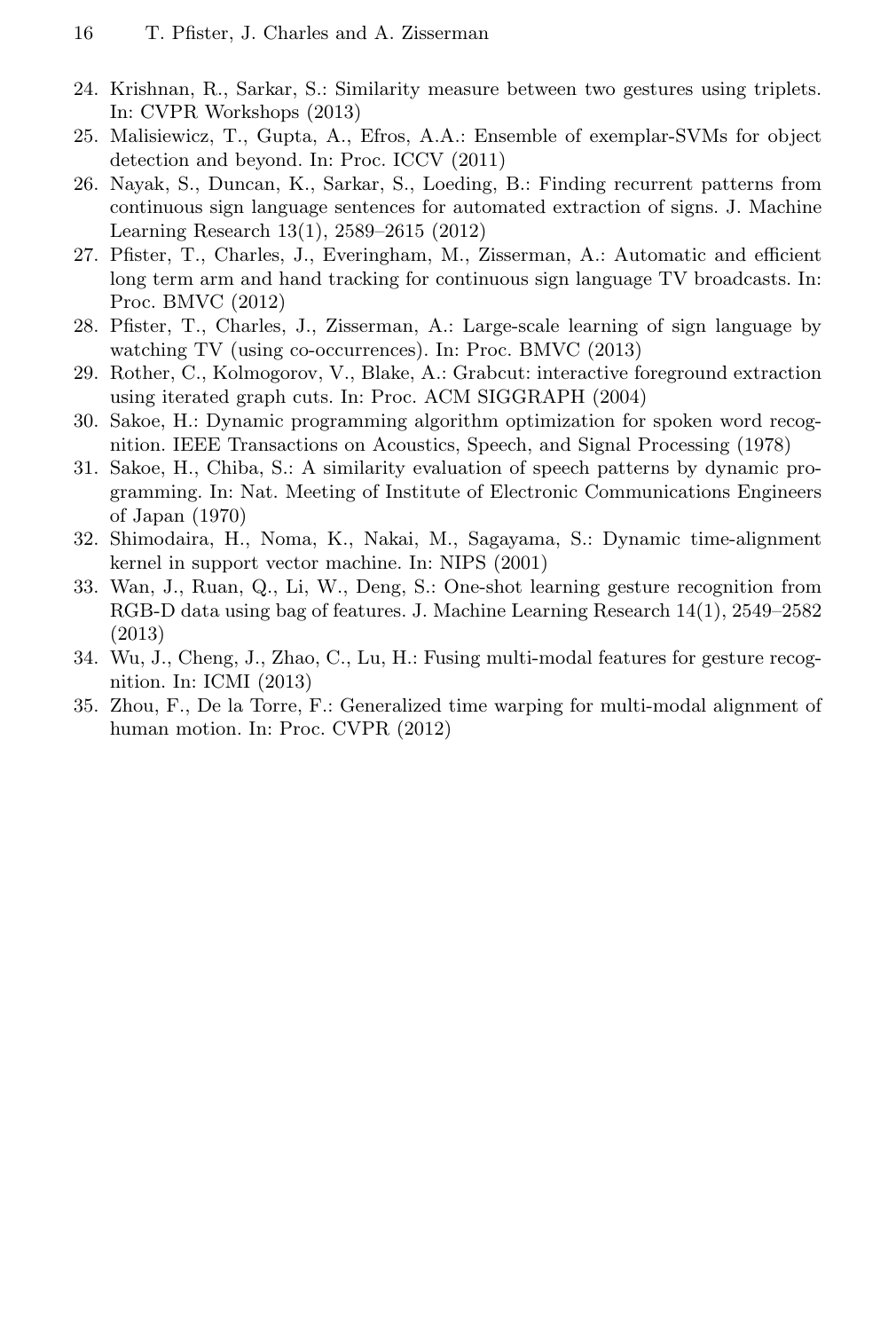24. Krishnan, R., Sarkar, S.: Similarity measure between two gestures using triplets. In: CVPR Workshops (2013)
25. Malisiewicz, T., Gupta, A., Efros, A.A.: Ensemble of exemplar-SVMs for object detection and beyond. In: Proc. ICCV (2011)
26. Nayak, S., Duncan, K., Sarkar, S., Loeding, B.: Finding recurrent patterns from continuous sign language sentences for automated extraction of signs. J. Machine Learning Research 13(1), 2589–2615 (2012)
27. Pfister, T., Charles, J., Everingham, M., Zisserman, A.: Automatic and efficient long term arm and hand tracking for continuous sign language TV broadcasts. In: Proc. BMVC (2012)
28. Pfister, T., Charles, J., Zisserman, A.: Large-scale learning of sign language by watching TV (using co-occurrences). In: Proc. BMVC (2013)
29. Rother, C., Kolmogorov, V., Blake, A.: Grabcut: interactive foreground extraction using iterated graph cuts. In: Proc. ACM SIGGRAPH (2004)
30. Sakoe, H.: Dynamic programming algorithm optimization for spoken word recognition. IEEE Transactions on Acoustics, Speech, and Signal Processing (1978)
31. Sakoe, H., Chiba, S.: A similarity evaluation of speech patterns by dynamic programming. In: Nat. Meeting of Institute of Electronic Communications Engineers of Japan (1970)
32. Shimodaira, H., Noma, K., Nakai, M., Sagayama, S.: Dynamic time-alignment kernel in support vector machine. In: NIPS (2001)
33. Wan, J., Ruan, Q., Li, W., Deng, S.: One-shot learning gesture recognition from RGB-D data using bag of features. J. Machine Learning Research 14(1), 2549–2582 (2013)
34. Wu, J., Cheng, J., Zhao, C., Lu, H.: Fusing multi-modal features for gesture recognition. In: ICMI (2013)
35. Zhou, F., De la Torre, F.: Generalized time warping for multi-modal alignment of human motion. In: Proc. CVPR (2012)